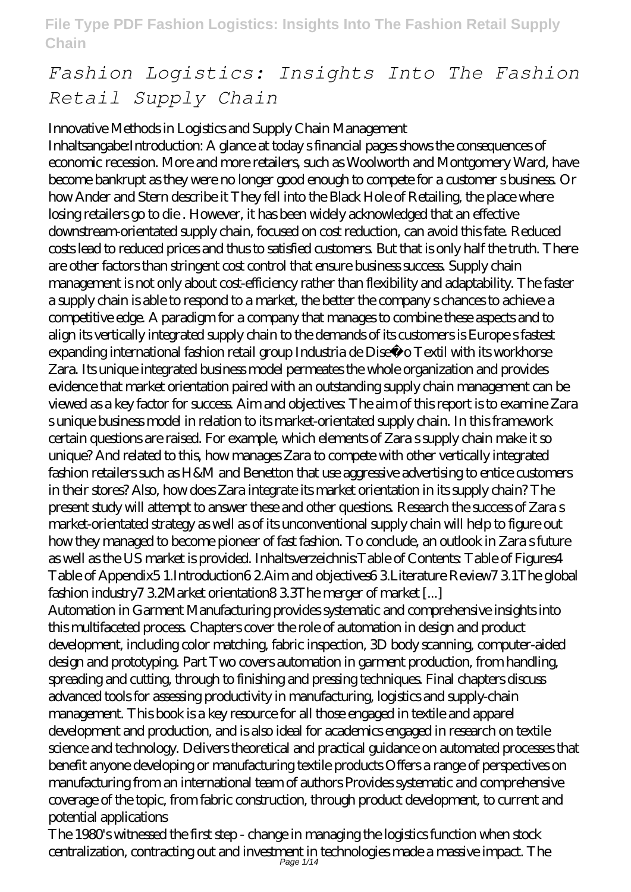# Fashion Logistics: Insights Into The Fashion Retail Supply Chain

Innovative Methods in Logistics and Supply Chain Management

Inhaltsangabe:Introduction: A glance at today s financial pages shows the consequences of economic recession. More and more retailers, such as Woolworth and Montgomery Ward, have become bankrupt as they were no longer good enough to compete for a customer s business. Or how Ander and Stern describe it They fell into the Black Hole of Retailing, the place where losing retailers go to die . However, it has been widely acknowledged that an effective downstream-orientated supply chain, focused on cost reduction, can avoid this fate. Reduced costs lead to reduced prices and thus to satisfied customers. But that is only half the truth. There are other factors than stringent cost control that ensure business success. Supply chain management is not only about cost-efficiency rather than flexibility and adaptability. The faster a supply chain is able to respond to a market, the better the company s chances to achieve a competitive edge. A paradigm for a company that manages to combine these aspects and to align its vertically integrated supply chain to the demands of its customers is Europe s fastest expanding international fashion retail group Industria de Dise�o Textil with its workhorse Zara. Its unique integrated business model permeates the whole organization and provides evidence that market orientation paired with an outstanding supply chain management can be viewed as a key factor for success. Aim and objectives: The aim of this report is to examine Zara s unique business model in relation to its market-orientated supply chain. In this framework certain questions are raised. For example, which elements of Zara s supply chain make it so unique? And related to this, how manages Zara to compete with other vertically integrated fashion retailers such as H&M and Benetton that use aggressive advertising to entice customers in their stores? Also, how does Zara integrate its market orientation in its supply chain? The present study will attempt to answer these and other questions. Research the success of Zara s market-orientated strategy as well as of its unconventional supply chain will help to figure out how they managed to become pioneer of fast fashion. To conclude, an outlook in Zara s future as well as the US market is provided. Inhaltsverzeichnis:Table of Contents: Table of Figures4 Table of Appendix5 1.Introduction6 2.Aim and objectives6 3.Literature Review7 3.1The global fashion industry7 3.2Market orientation8 3.3The merger of market [...]

Automation in Garment Manufacturing provides systematic and comprehensive insights into this multifaceted process. Chapters cover the role of automation in design and product development, including color matching, fabric inspection, 3D body scanning, computer-aided design and prototyping. Part Two covers automation in garment production, from handling, spreading and cutting, through to finishing and pressing techniques. Final chapters discuss advanced tools for assessing productivity in manufacturing, logistics and supply-chain management. This book is a key resource for all those engaged in textile and apparel development and production, and is also ideal for academics engaged in research on textile science and technology. Delivers theoretical and practical guidance on automated processes that benefit anyone developing or manufacturing textile products Offers a range of perspectives on manufacturing from an international team of authors Provides systematic and comprehensive coverage of the topic, from fabric construction, through product development, to current and potential applications

The 1980's witnessed the first step - change in managing the logistics function when stock centralization, contracting out and investment in technologies made a massive impact. The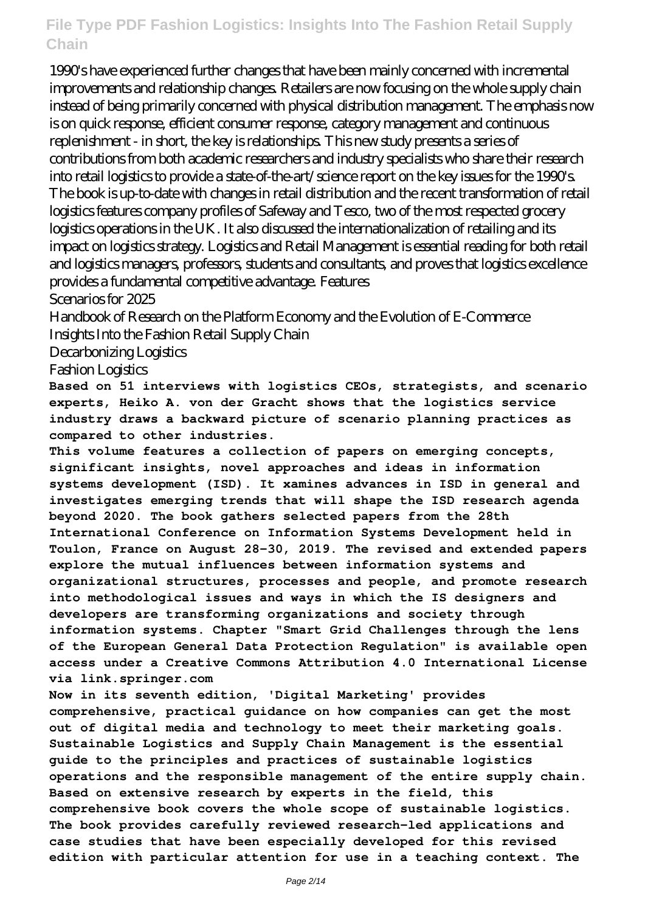1990's have experienced further changes that have been mainly concerned with incremental improvements and relationship changes. Retailers are now focusing on the whole supply chain instead of being primarily concerned with physical distribution management. The emphasis now is on quick response, efficient consumer response, category management and continuous replenishment - in short, the key is relationships. This new study presents a series of contributions from both academic researchers and industry specialists who share their research into retail logistics to provide a state-of-the-art/science report on the key issues for the 1990's. The book is up-to-date with changes in retail distribution and the recent transformation of retail logistics features company profiles of Safeway and Tesco, two of the most respected grocery logistics operations in the UK. It also discussed the internationalization of retailing and its impact on logistics strategy. Logistics and Retail Management is essential reading for both retail and logistics managers, professors, students and consultants, and proves that logistics excellence provides a fundamental competitive advantage. Features

Scenarios for 2025

Handbook of Research on the Platform Economy and the Evolution of E-Commerce

Insights Into the Fashion Retail Supply Chain

Decarbonizing Logistics

Fashion Logistics

**Based on 51 interviews with logistics CEOs, strategists, and scenario experts, Heiko A. von der Gracht shows that the logistics service industry draws a backward picture of scenario planning practices as compared to other industries.**

**This volume features a collection of papers on emerging concepts, significant insights, novel approaches and ideas in information systems development (ISD). It xamines advances in ISD in general and investigates emerging trends that will shape the ISD research agenda beyond 2020. The book gathers selected papers from the 28th International Conference on Information Systems Development held in Toulon, France on August 28-30, 2019. The revised and extended papers explore the mutual influences between information systems and organizational structures, processes and people, and promote research into methodological issues and ways in which the IS designers and developers are transforming organizations and society through information systems. Chapter "Smart Grid Challenges through the lens of the European General Data Protection Regulation" is available open access under a Creative Commons Attribution 4.0 International License via link.springer.com**

**Now in its seventh edition, 'Digital Marketing' provides comprehensive, practical guidance on how companies can get the most out of digital media and technology to meet their marketing goals.**

**Sustainable Logistics and Supply Chain Management is the essential guide to the principles and practices of sustainable logistics operations and the responsible management of the entire supply chain. Based on extensive research by experts in the field, this comprehensive book covers the whole scope of sustainable logistics. The book provides carefully reviewed research-led applications and case studies that have been especially developed for this revised edition with particular attention for use in a teaching context. The**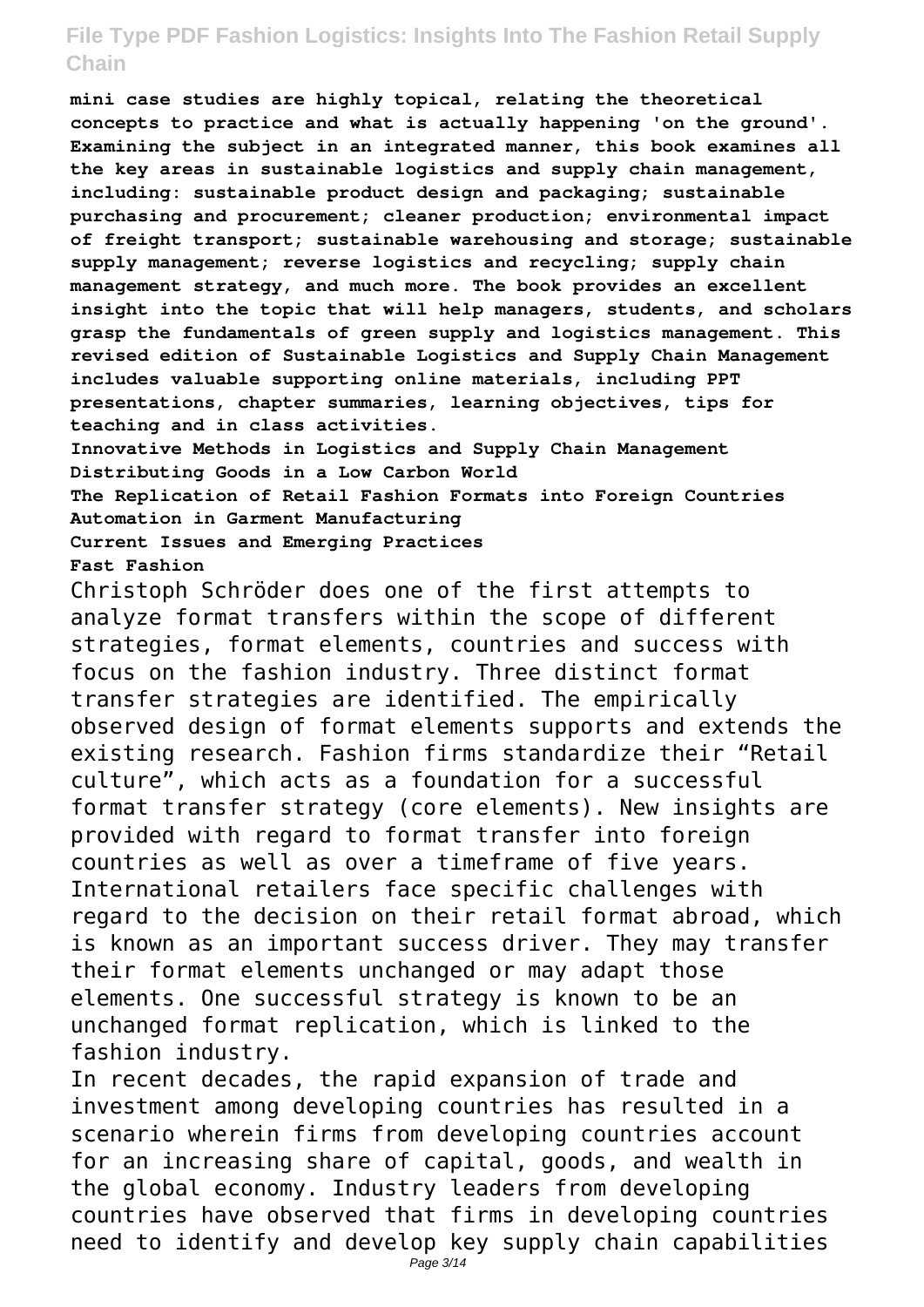**mini case studies are highly topical, relating the theoretical concepts to practice and what is actually happening 'on the ground'. Examining the subject in an integrated manner, this book examines all the key areas in sustainable logistics and supply chain management, including: sustainable product design and packaging; sustainable purchasing and procurement; cleaner production; environmental impact of freight transport; sustainable warehousing and storage; sustainable supply management; reverse logistics and recycling; supply chain management strategy, and much more. The book provides an excellent insight into the topic that will help managers, students, and scholars grasp the fundamentals of green supply and logistics management. This revised edition of Sustainable Logistics and Supply Chain Management includes valuable supporting online materials, including PPT presentations, chapter summaries, learning objectives, tips for teaching and in class activities.**

**Innovative Methods in Logistics and Supply Chain Management**
**Distributing Goods in a Low Carbon World**
**The Replication of Retail Fashion Formats into Foreign Countries**
**Automation in Garment Manufacturing**
**Current Issues and Emerging Practices**
**Fast Fashion**

Christoph Schröder does one of the first attempts to analyze format transfers within the scope of different strategies, format elements, countries and success with focus on the fashion industry. Three distinct format transfer strategies are identified. The empirically observed design of format elements supports and extends the existing research. Fashion firms standardize their "Retail culture", which acts as a foundation for a successful format transfer strategy (core elements). New insights are provided with regard to format transfer into foreign countries as well as over a timeframe of five years. International retailers face specific challenges with regard to the decision on their retail format abroad, which is known as an important success driver. They may transfer their format elements unchanged or may adapt those elements. One successful strategy is known to be an unchanged format replication, which is linked to the fashion industry.

In recent decades, the rapid expansion of trade and investment among developing countries has resulted in a scenario wherein firms from developing countries account for an increasing share of capital, goods, and wealth in the global economy. Industry leaders from developing countries have observed that firms in developing countries need to identify and develop key supply chain capabilities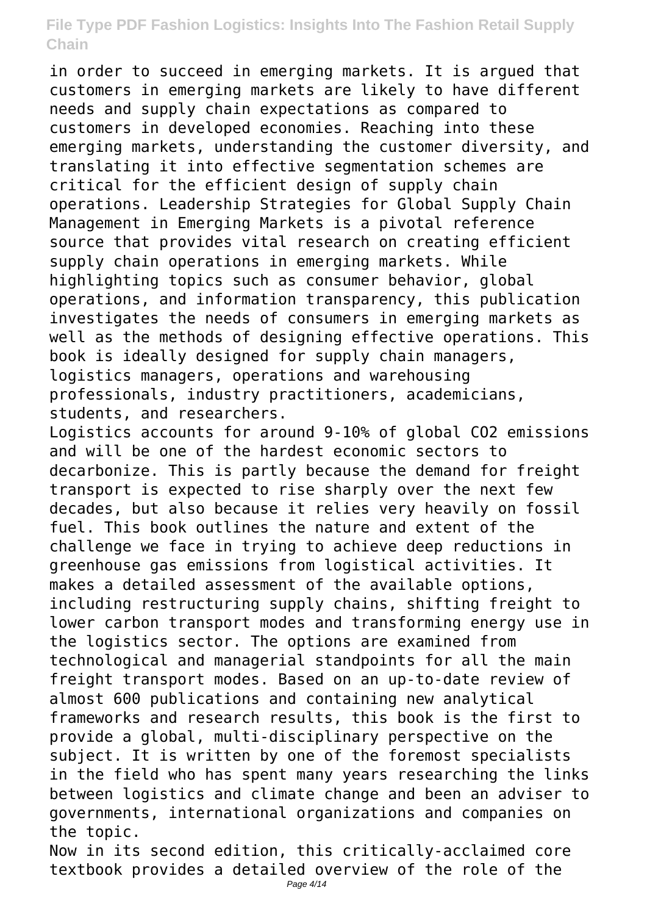in order to succeed in emerging markets. It is argued that customers in emerging markets are likely to have different needs and supply chain expectations as compared to customers in developed economies. Reaching into these emerging markets, understanding the customer diversity, and translating it into effective segmentation schemes are critical for the efficient design of supply chain operations. Leadership Strategies for Global Supply Chain Management in Emerging Markets is a pivotal reference source that provides vital research on creating efficient supply chain operations in emerging markets. While highlighting topics such as consumer behavior, global operations, and information transparency, this publication investigates the needs of consumers in emerging markets as well as the methods of designing effective operations. This book is ideally designed for supply chain managers, logistics managers, operations and warehousing professionals, industry practitioners, academicians, students, and researchers.

Logistics accounts for around 9-10% of global $CO_2$ emissions and will be one of the hardest economic sectors to decarbonize. This is partly because the demand for freight transport is expected to rise sharply over the next few decades, but also because it relies very heavily on fossil fuel. This book outlines the nature and extent of the challenge we face in trying to achieve deep reductions in greenhouse gas emissions from logistical activities. It makes a detailed assessment of the available options, including restructuring supply chains, shifting freight to lower carbon transport modes and transforming energy use in the logistics sector. The options are examined from technological and managerial standpoints for all the main freight transport modes. Based on an up-to-date review of almost 600 publications and containing new analytical frameworks and research results, this book is the first to provide a global, multi-disciplinary perspective on the subject. It is written by one of the foremost specialists in the field who has spent many years researching the links between logistics and climate change and been an adviser to governments, international organizations and companies on the topic.

Now in its second edition, this critically-acclaimed core textbook provides a detailed overview of the role of the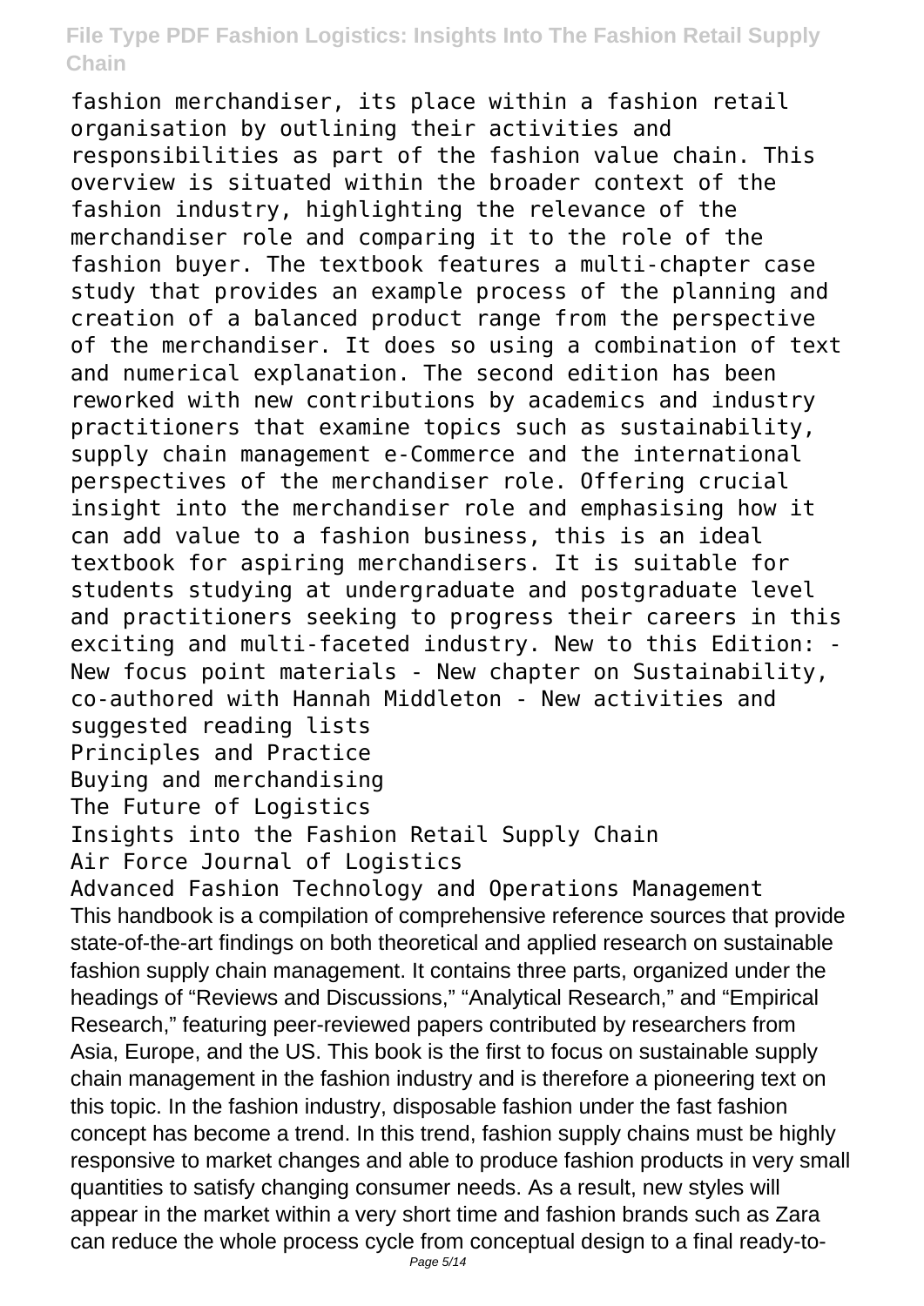fashion merchandiser, its place within a fashion retail organisation by outlining their activities and responsibilities as part of the fashion value chain. This overview is situated within the broader context of the fashion industry, highlighting the relevance of the merchandiser role and comparing it to the role of the fashion buyer. The textbook features a multi-chapter case study that provides an example process of the planning and creation of a balanced product range from the perspective of the merchandiser. It does so using a combination of text and numerical explanation. The second edition has been reworked with new contributions by academics and industry practitioners that examine topics such as sustainability, supply chain management e-Commerce and the international perspectives of the merchandiser role. Offering crucial insight into the merchandiser role and emphasising how it can add value to a fashion business, this is an ideal textbook for aspiring merchandisers. It is suitable for students studying at undergraduate and postgraduate level and practitioners seeking to progress their careers in this exciting and multi-faceted industry. New to this Edition: - New focus point materials - New chapter on Sustainability, co-authored with Hannah Middleton - New activities and suggested reading lists

Principles and Practice

Buying and merchandising

The Future of Logistics

Insights into the Fashion Retail Supply Chain

Air Force Journal of Logistics

Advanced Fashion Technology and Operations Management

This handbook is a compilation of comprehensive reference sources that provide state-of-the-art findings on both theoretical and applied research on sustainable fashion supply chain management. It contains three parts, organized under the headings of "Reviews and Discussions," "Analytical Research," and "Empirical Research," featuring peer-reviewed papers contributed by researchers from Asia, Europe, and the US. This book is the first to focus on sustainable supply chain management in the fashion industry and is therefore a pioneering text on this topic. In the fashion industry, disposable fashion under the fast fashion concept has become a trend. In this trend, fashion supply chains must be highly responsive to market changes and able to produce fashion products in very small quantities to satisfy changing consumer needs. As a result, new styles will appear in the market within a very short time and fashion brands such as Zara can reduce the whole process cycle from conceptual design to a final ready-to-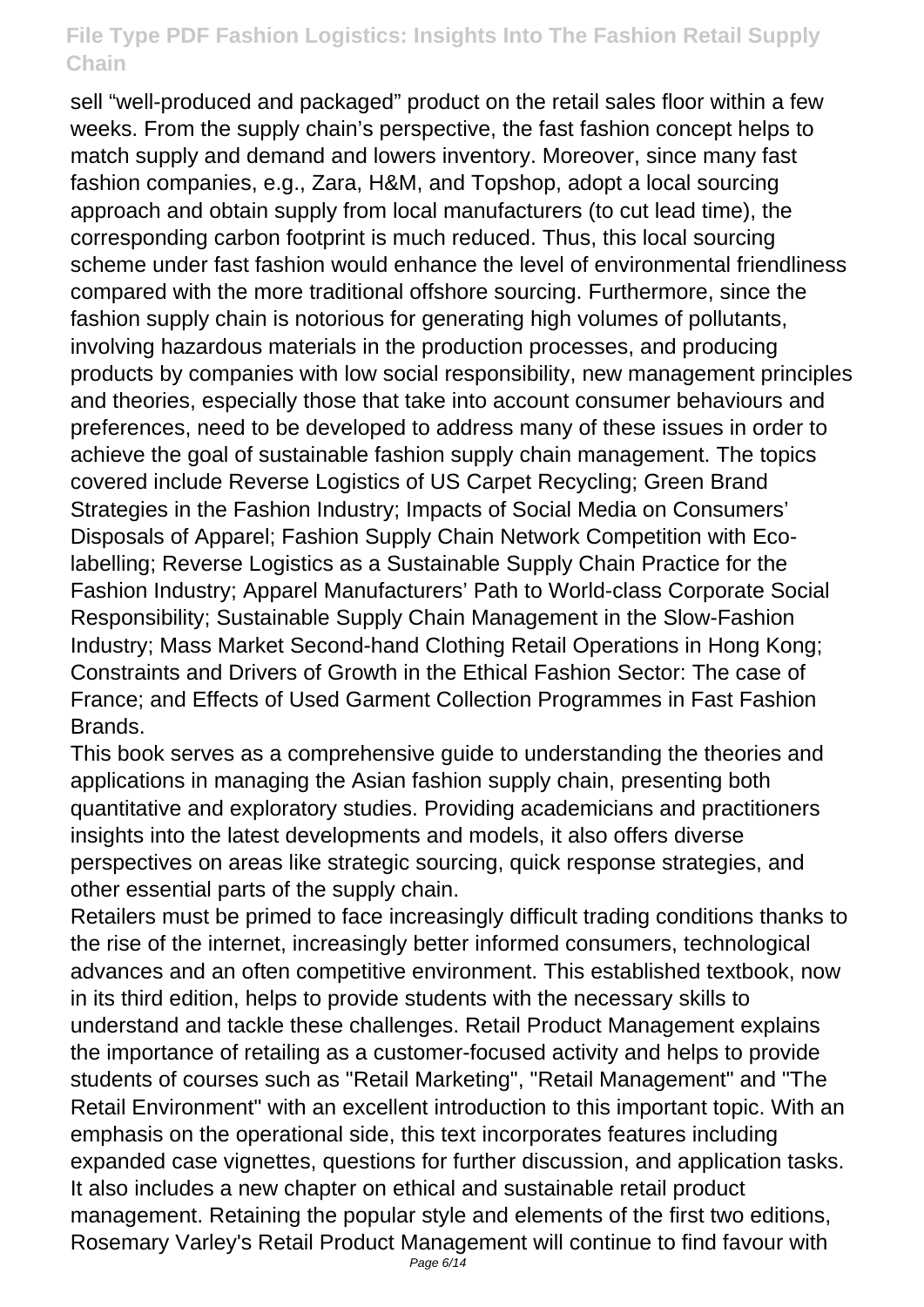sell “well-produced and packaged” product on the retail sales floor within a few weeks. From the supply chain’s perspective, the fast fashion concept helps to match supply and demand and lowers inventory. Moreover, since many fast fashion companies, e.g., Zara, H&M, and Topshop, adopt a local sourcing approach and obtain supply from local manufacturers (to cut lead time), the corresponding carbon footprint is much reduced. Thus, this local sourcing scheme under fast fashion would enhance the level of environmental friendliness compared with the more traditional offshore sourcing. Furthermore, since the fashion supply chain is notorious for generating high volumes of pollutants, involving hazardous materials in the production processes, and producing products by companies with low social responsibility, new management principles and theories, especially those that take into account consumer behaviours and preferences, need to be developed to address many of these issues in order to achieve the goal of sustainable fashion supply chain management. The topics covered include Reverse Logistics of US Carpet Recycling; Green Brand Strategies in the Fashion Industry; Impacts of Social Media on Consumers’ Disposals of Apparel; Fashion Supply Chain Network Competition with Eco-labelling; Reverse Logistics as a Sustainable Supply Chain Practice for the Fashion Industry; Apparel Manufacturers’ Path to World-class Corporate Social Responsibility; Sustainable Supply Chain Management in the Slow-Fashion Industry; Mass Market Second-hand Clothing Retail Operations in Hong Kong; Constraints and Drivers of Growth in the Ethical Fashion Sector: The case of France; and Effects of Used Garment Collection Programmes in Fast Fashion Brands.

This book serves as a comprehensive guide to understanding the theories and applications in managing the Asian fashion supply chain, presenting both quantitative and exploratory studies. Providing academicians and practitioners insights into the latest developments and models, it also offers diverse perspectives on areas like strategic sourcing, quick response strategies, and other essential parts of the supply chain.

Retailers must be primed to face increasingly difficult trading conditions thanks to the rise of the internet, increasingly better informed consumers, technological advances and an often competitive environment. This established textbook, now in its third edition, helps to provide students with the necessary skills to understand and tackle these challenges. Retail Product Management explains the importance of retailing as a customer-focused activity and helps to provide students of courses such as "Retail Marketing", "Retail Management" and "The Retail Environment" with an excellent introduction to this important topic. With an emphasis on the operational side, this text incorporates features including expanded case vignettes, questions for further discussion, and application tasks. It also includes a new chapter on ethical and sustainable retail product management. Retaining the popular style and elements of the first two editions, Rosemary Varley's Retail Product Management will continue to find favour with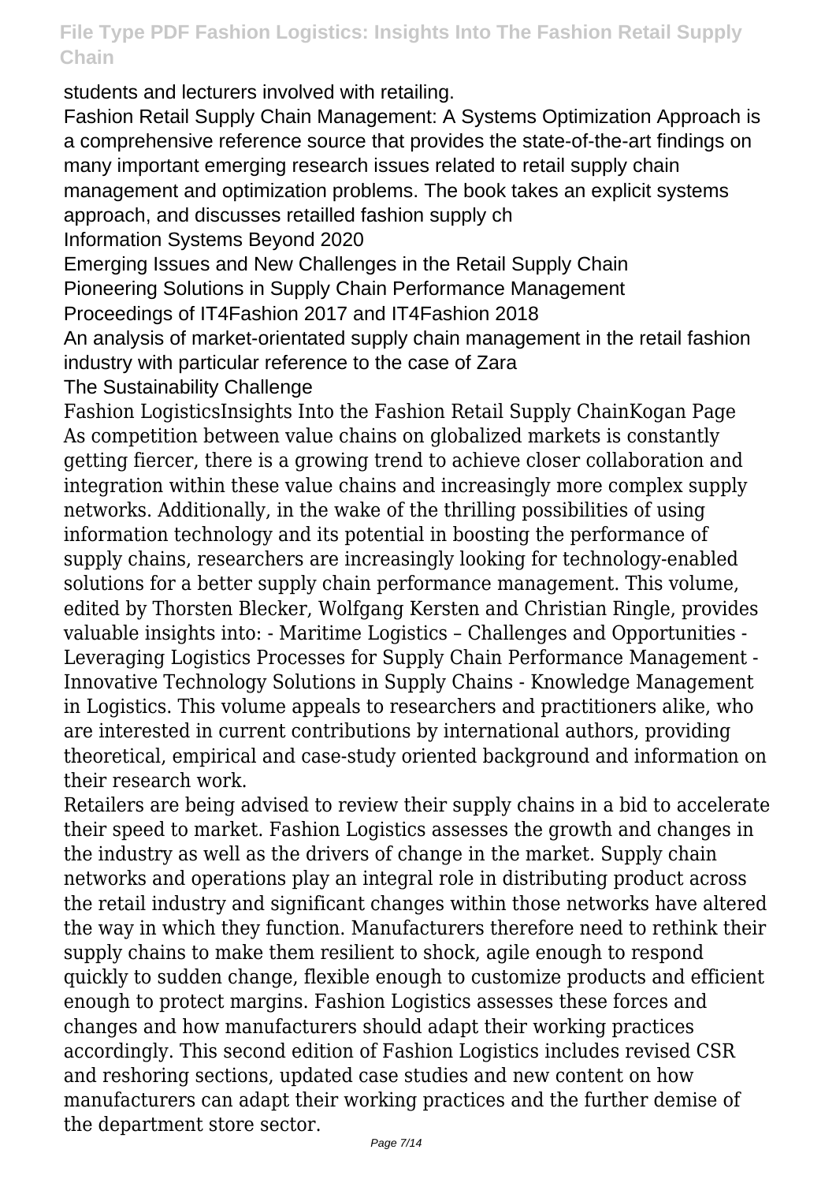students and lecturers involved with retailing.

Fashion Retail Supply Chain Management: A Systems Optimization Approach is a comprehensive reference source that provides the state-of-the-art findings on many important emerging research issues related to retail supply chain management and optimization problems. The book takes an explicit systems approach, and discusses retailled fashion supply ch

Information Systems Beyond 2020

Emerging Issues and New Challenges in the Retail Supply Chain

Pioneering Solutions in Supply Chain Performance Management

Proceedings of IT4Fashion 2017 and IT4Fashion 2018

An analysis of market-orientated supply chain management in the retail fashion industry with particular reference to the case of Zara

The Sustainability Challenge

Fashion LogisticsInsights Into the Fashion Retail Supply ChainKogan Page

As competition between value chains on globalized markets is constantly getting fiercer, there is a growing trend to achieve closer collaboration and integration within these value chains and increasingly more complex supply networks. Additionally, in the wake of the thrilling possibilities of using information technology and its potential in boosting the performance of supply chains, researchers are increasingly looking for technology-enabled solutions for a better supply chain performance management. This volume, edited by Thorsten Blecker, Wolfgang Kersten and Christian Ringle, provides valuable insights into: - Maritime Logistics – Challenges and Opportunities - Leveraging Logistics Processes for Supply Chain Performance Management - Innovative Technology Solutions in Supply Chains - Knowledge Management in Logistics. This volume appeals to researchers and practitioners alike, who are interested in current contributions by international authors, providing theoretical, empirical and case-study oriented background and information on their research work.

Retailers are being advised to review their supply chains in a bid to accelerate their speed to market. Fashion Logistics assesses the growth and changes in the industry as well as the drivers of change in the market. Supply chain networks and operations play an integral role in distributing product across the retail industry and significant changes within those networks have altered the way in which they function. Manufacturers therefore need to rethink their supply chains to make them resilient to shock, agile enough to respond quickly to sudden change, flexible enough to customize products and efficient enough to protect margins. Fashion Logistics assesses these forces and changes and how manufacturers should adapt their working practices accordingly. This second edition of Fashion Logistics includes revised CSR and reshoring sections, updated case studies and new content on how manufacturers can adapt their working practices and the further demise of the department store sector.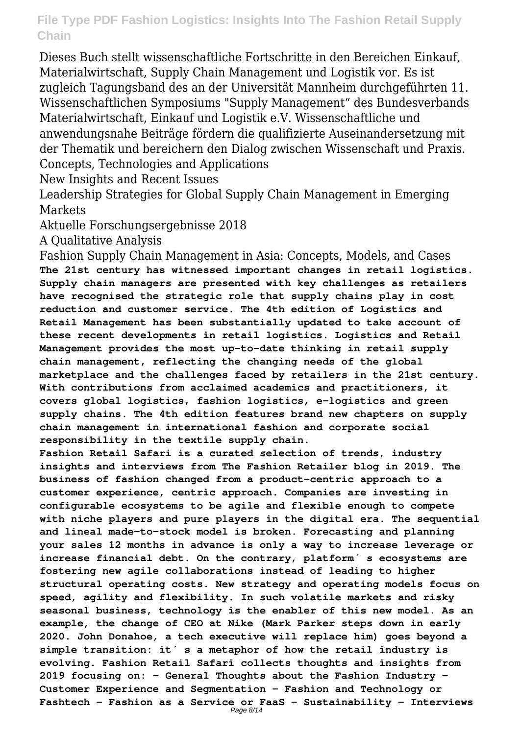Dieses Buch stellt wissenschaftliche Fortschritte in den Bereichen Einkauf, Materialwirtschaft, Supply Chain Management und Logistik vor. Es ist zugleich Tagungsband des an der Universität Mannheim durchgeführten 11. Wissenschaftlichen Symposiums "Supply Management“ des Bundesverbands Materialwirtschaft, Einkauf und Logistik e.V. Wissenschaftliche und anwendungsnahe Beiträge fördern die qualifizierte Auseinandersetzung mit der Thematik und bereichern den Dialog zwischen Wissenschaft und Praxis.

Concepts, Technologies and Applications

New Insights and Recent Issues

Leadership Strategies for Global Supply Chain Management in Emerging Markets

Aktuelle Forschungsergebnisse 2018

A Qualitative Analysis

Fashion Supply Chain Management in Asia: Concepts, Models, and Cases

**The 21st century has witnessed important changes in retail logistics. Supply chain managers are presented with key challenges as retailers have recognised the strategic role that supply chains play in cost reduction and customer service. The 4th edition of Logistics and Retail Management has been substantially updated to take account of these recent developments in retail logistics. Logistics and Retail Management provides the most up-to-date thinking in retail supply chain management, reflecting the changing needs of the global marketplace and the challenges faced by retailers in the 21st century. With contributions from acclaimed academics and practitioners, it covers global logistics, fashion logistics, e-logistics and green supply chains. The 4th edition features brand new chapters on supply chain management in international fashion and corporate social responsibility in the textile supply chain.**

**Fashion Retail Safari is a curated selection of trends, industry insights and interviews from The Fashion Retailer blog in 2019. The business of fashion changed from a product-centric approach to a customer experience, centric approach. Companies are investing in configurable ecosystems to be agile and flexible enough to compete with niche players and pure players in the digital era. The sequential and lineal made-to-stock model is broken. Forecasting and planning your sales 12 months in advance is only a way to increase leverage or increase financial debt. On the contrary, platform´ s ecosystems are fostering new agile collaborations instead of leading to higher structural operating costs. New strategy and operating models focus on speed, agility and flexibility. In such volatile markets and risky seasonal business, technology is the enabler of this new model. As an example, the change of CEO at Nike (Mark Parker steps down in early 2020. John Donahoe, a tech executive will replace him) goes beyond a simple transition: it´ s a metaphor of how the retail industry is evolving. Fashion Retail Safari collects thoughts and insights from 2019 focusing on: - General Thoughts about the Fashion Industry - Customer Experience and Segmentation - Fashion and Technology or Fashtech - Fashion as a Service or FaaS - Sustainability - Interviews**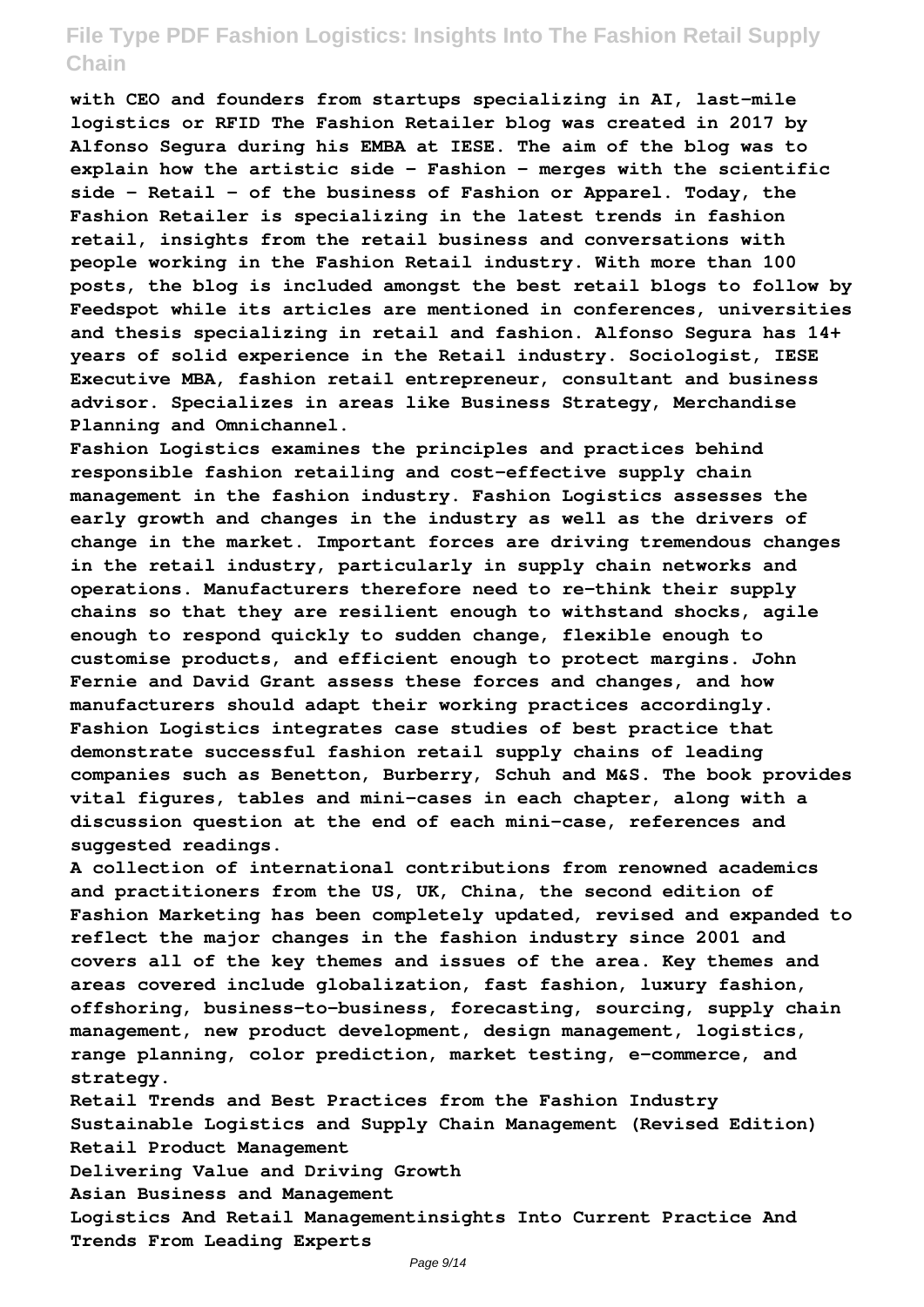**with CEO and founders from startups specializing in AI, last-mile logistics or RFID The Fashion Retailer blog was created in 2017 by Alfonso Segura during his EMBA at IESE. The aim of the blog was to explain how the artistic side - Fashion - merges with the scientific side - Retail - of the business of Fashion or Apparel. Today, the Fashion Retailer is specializing in the latest trends in fashion retail, insights from the retail business and conversations with people working in the Fashion Retail industry. With more than 100 posts, the blog is included amongst the best retail blogs to follow by Feedspot while its articles are mentioned in conferences, universities and thesis specializing in retail and fashion. Alfonso Segura has 14+ years of solid experience in the Retail industry. Sociologist, IESE Executive MBA, fashion retail entrepreneur, consultant and business advisor. Specializes in areas like Business Strategy, Merchandise Planning and Omnichannel.**

**Fashion Logistics examines the principles and practices behind responsible fashion retailing and cost-effective supply chain management in the fashion industry. Fashion Logistics assesses the early growth and changes in the industry as well as the drivers of change in the market. Important forces are driving tremendous changes in the retail industry, particularly in supply chain networks and operations. Manufacturers therefore need to re-think their supply chains so that they are resilient enough to withstand shocks, agile enough to respond quickly to sudden change, flexible enough to customise products, and efficient enough to protect margins. John Fernie and David Grant assess these forces and changes, and how manufacturers should adapt their working practices accordingly. Fashion Logistics integrates case studies of best practice that demonstrate successful fashion retail supply chains of leading companies such as Benetton, Burberry, Schuh and M&S. The book provides vital figures, tables and mini-cases in each chapter, along with a discussion question at the end of each mini-case, references and suggested readings.**

**A collection of international contributions from renowned academics and practitioners from the US, UK, China, the second edition of Fashion Marketing has been completely updated, revised and expanded to reflect the major changes in the fashion industry since 2001 and covers all of the key themes and issues of the area. Key themes and areas covered include globalization, fast fashion, luxury fashion, offshoring, business-to-business, forecasting, sourcing, supply chain management, new product development, design management, logistics, range planning, color prediction, market testing, e-commerce, and strategy.**

**Retail Trends and Best Practices from the Fashion Industry**
**Sustainable Logistics and Supply Chain Management (Revised Edition)**
**Retail Product Management**
**Delivering Value and Driving Growth**
**Asian Business and Management**
**Logistics And Retail Managementinsights Into Current Practice And Trends From Leading Experts**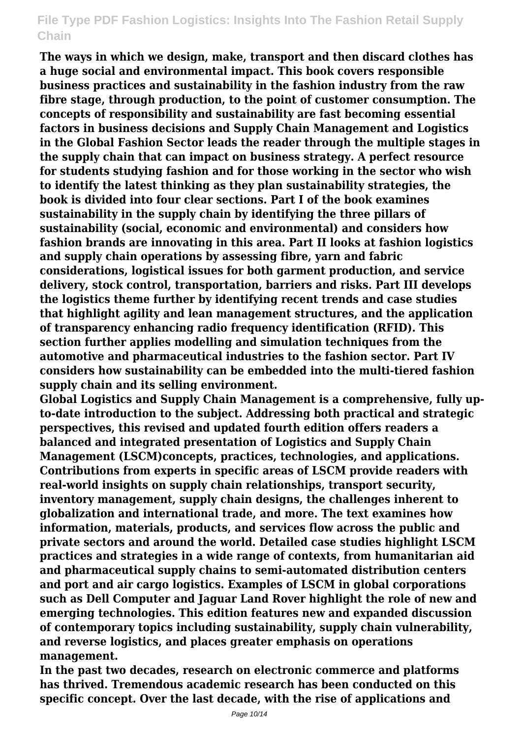**The ways in which we design, make, transport and then discard clothes has a huge social and environmental impact. This book covers responsible business practices and sustainability in the fashion industry from the raw fibre stage, through production, to the point of customer consumption. The concepts of responsibility and sustainability are fast becoming essential factors in business decisions and Supply Chain Management and Logistics in the Global Fashion Sector leads the reader through the multiple stages in the supply chain that can impact on business strategy. A perfect resource for students studying fashion and for those working in the sector who wish to identify the latest thinking as they plan sustainability strategies, the book is divided into four clear sections. Part I of the book examines sustainability in the supply chain by identifying the three pillars of sustainability (social, economic and environmental) and considers how fashion brands are innovating in this area. Part II looks at fashion logistics and supply chain operations by assessing fibre, yarn and fabric considerations, logistical issues for both garment production, and service delivery, stock control, transportation, barriers and risks. Part III develops the logistics theme further by identifying recent trends and case studies that highlight agility and lean management structures, and the application of transparency enhancing radio frequency identification (RFID). This section further applies modelling and simulation techniques from the automotive and pharmaceutical industries to the fashion sector. Part IV considers how sustainability can be embedded into the multi-tiered fashion supply chain and its selling environment.**

**Global Logistics and Supply Chain Management is a comprehensive, fully up-to-date introduction to the subject. Addressing both practical and strategic perspectives, this revised and updated fourth edition offers readers a balanced and integrated presentation of Logistics and Supply Chain Management (LSCM)concepts, practices, technologies, and applications. Contributions from experts in specific areas of LSCM provide readers with real-world insights on supply chain relationships, transport security, inventory management, supply chain designs, the challenges inherent to globalization and international trade, and more. The text examines how information, materials, products, and services flow across the public and private sectors and around the world. Detailed case studies highlight LSCM practices and strategies in a wide range of contexts, from humanitarian aid and pharmaceutical supply chains to semi-automated distribution centers and port and air cargo logistics. Examples of LSCM in global corporations such as Dell Computer and Jaguar Land Rover highlight the role of new and emerging technologies. This edition features new and expanded discussion of contemporary topics including sustainability, supply chain vulnerability, and reverse logistics, and places greater emphasis on operations management.**

**In the past two decades, research on electronic commerce and platforms has thrived. Tremendous academic research has been conducted on this specific concept. Over the last decade, with the rise of applications and**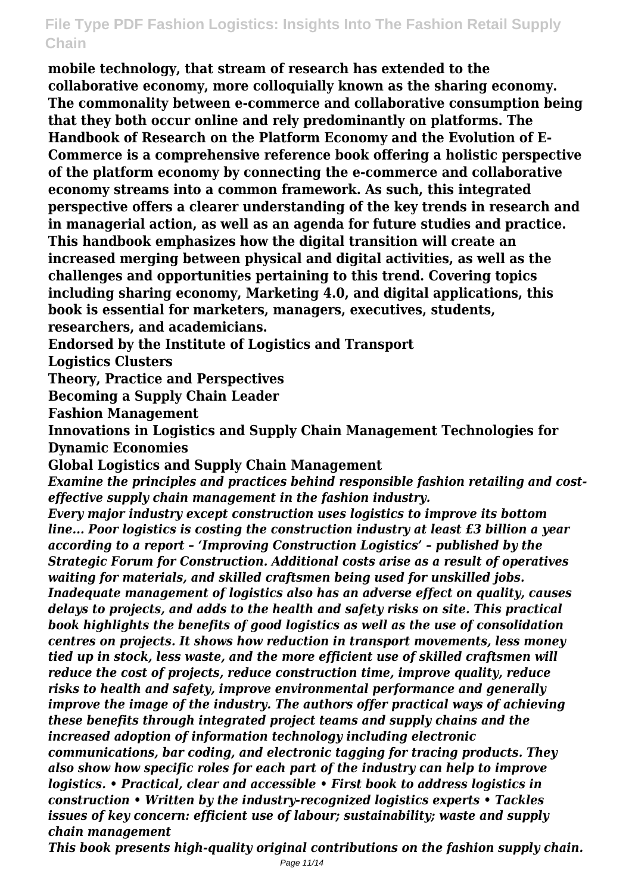**mobile technology, that stream of research has extended to the collaborative economy, more colloquially known as the sharing economy. The commonality between e-commerce and collaborative consumption being that they both occur online and rely predominantly on platforms. The Handbook of Research on the Platform Economy and the Evolution of E-Commerce is a comprehensive reference book offering a holistic perspective of the platform economy by connecting the e-commerce and collaborative economy streams into a common framework. As such, this integrated perspective offers a clearer understanding of the key trends in research and in managerial action, as well as an agenda for future studies and practice. This handbook emphasizes how the digital transition will create an increased merging between physical and digital activities, as well as the challenges and opportunities pertaining to this trend. Covering topics including sharing economy, Marketing 4.0, and digital applications, this book is essential for marketers, managers, executives, students, researchers, and academicians.**

**Endorsed by the Institute of Logistics and Transport**

**Logistics Clusters**

**Theory, Practice and Perspectives**

**Becoming a Supply Chain Leader**

**Fashion Management**

**Innovations in Logistics and Supply Chain Management Technologies for Dynamic Economies**

**Global Logistics and Supply Chain Management**

***Examine the principles and practices behind responsible fashion retailing and cost-effective supply chain management in the fashion industry.***

***Every major industry except construction uses logistics to improve its bottom line... Poor logistics is costing the construction industry at least £3 billion a year according to a report – 'Improving Construction Logistics' – published by the Strategic Forum for Construction. Additional costs arise as a result of operatives waiting for materials, and skilled craftsmen being used for unskilled jobs. Inadequate management of logistics also has an adverse effect on quality, causes delays to projects, and adds to the health and safety risks on site. This practical book highlights the benefits of good logistics as well as the use of consolidation centres on projects. It shows how reduction in transport movements, less money tied up in stock, less waste, and the more efficient use of skilled craftsmen will reduce the cost of projects, reduce construction time, improve quality, reduce risks to health and safety, improve environmental performance and generally improve the image of the industry. The authors offer practical ways of achieving these benefits through integrated project teams and supply chains and the increased adoption of information technology including electronic communications, bar coding, and electronic tagging for tracing products. They also show how specific roles for each part of the industry can help to improve logistics. • Practical, clear and accessible • First book to address logistics in construction • Written by the industry-recognized logistics experts • Tackles issues of key concern: efficient use of labour; sustainability; waste and supply chain management***

***This book presents high-quality original contributions on the fashion supply chain.***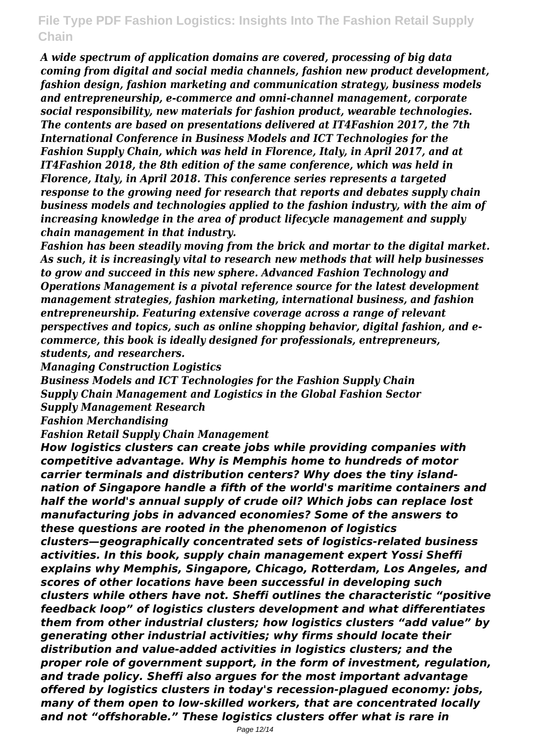*A wide spectrum of application domains are covered, processing of big data coming from digital and social media channels, fashion new product development, fashion design, fashion marketing and communication strategy, business models and entrepreneurship, e-commerce and omni-channel management, corporate social responsibility, new materials for fashion product, wearable technologies. The contents are based on presentations delivered at IT4Fashion 2017, the 7th International Conference in Business Models and ICT Technologies for the Fashion Supply Chain, which was held in Florence, Italy, in April 2017, and at IT4Fashion 2018, the 8th edition of the same conference, which was held in Florence, Italy, in April 2018. This conference series represents a targeted response to the growing need for research that reports and debates supply chain business models and technologies applied to the fashion industry, with the aim of increasing knowledge in the area of product lifecycle management and supply chain management in that industry.*

*Fashion has been steadily moving from the brick and mortar to the digital market. As such, it is increasingly vital to research new methods that will help businesses to grow and succeed in this new sphere. Advanced Fashion Technology and Operations Management is a pivotal reference source for the latest development management strategies, fashion marketing, international business, and fashion entrepreneurship. Featuring extensive coverage across a range of relevant perspectives and topics, such as online shopping behavior, digital fashion, and e-commerce, this book is ideally designed for professionals, entrepreneurs, students, and researchers.*

*Managing Construction Logistics*

*Business Models and ICT Technologies for the Fashion Supply Chain*

*Supply Chain Management and Logistics in the Global Fashion Sector*

*Supply Management Research*

*Fashion Merchandising*

*Fashion Retail Supply Chain Management*

*How logistics clusters can create jobs while providing companies with competitive advantage. Why is Memphis home to hundreds of motor carrier terminals and distribution centers? Why does the tiny island-nation of Singapore handle a fifth of the world's maritime containers and half the world's annual supply of crude oil? Which jobs can replace lost manufacturing jobs in advanced economies? Some of the answers to these questions are rooted in the phenomenon of logistics clusters—geographically concentrated sets of logistics-related business activities. In this book, supply chain management expert Yossi Sheffi explains why Memphis, Singapore, Chicago, Rotterdam, Los Angeles, and scores of other locations have been successful in developing such clusters while others have not. Sheffi outlines the characteristic "positive feedback loop" of logistics clusters development and what differentiates them from other industrial clusters; how logistics clusters "add value" by generating other industrial activities; why firms should locate their distribution and value-added activities in logistics clusters; and the proper role of government support, in the form of investment, regulation, and trade policy. Sheffi also argues for the most important advantage offered by logistics clusters in today's recession-plagued economy: jobs, many of them open to low-skilled workers, that are concentrated locally and not "offshorable." These logistics clusters offer what is rare in*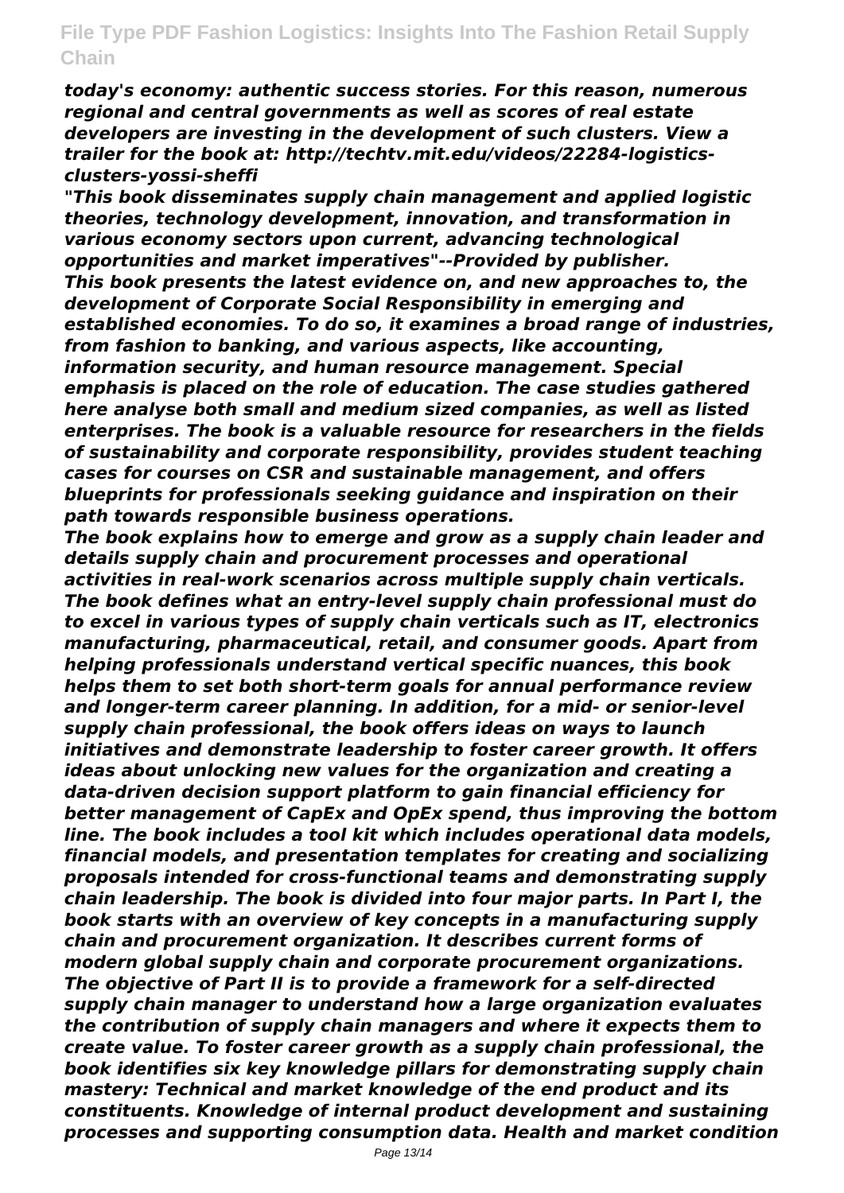*today's economy: authentic success stories. For this reason, numerous regional and central governments as well as scores of real estate developers are investing in the development of such clusters. View a trailer for the book at: http://techtv.mit.edu/videos/22284-logistics-clusters-yossi-sheffi*

*"This book disseminates supply chain management and applied logistic theories, technology development, innovation, and transformation in various economy sectors upon current, advancing technological opportunities and market imperatives"--Provided by publisher.*

*This book presents the latest evidence on, and new approaches to, the development of Corporate Social Responsibility in emerging and established economies. To do so, it examines a broad range of industries, from fashion to banking, and various aspects, like accounting, information security, and human resource management. Special emphasis is placed on the role of education. The case studies gathered here analyse both small and medium sized companies, as well as listed enterprises. The book is a valuable resource for researchers in the fields of sustainability and corporate responsibility, provides student teaching cases for courses on CSR and sustainable management, and offers blueprints for professionals seeking guidance and inspiration on their path towards responsible business operations.*

*The book explains how to emerge and grow as a supply chain leader and details supply chain and procurement processes and operational activities in real-work scenarios across multiple supply chain verticals. The book defines what an entry-level supply chain professional must do to excel in various types of supply chain verticals such as IT, electronics manufacturing, pharmaceutical, retail, and consumer goods. Apart from helping professionals understand vertical specific nuances, this book helps them to set both short-term goals for annual performance review and longer-term career planning. In addition, for a mid- or senior-level supply chain professional, the book offers ideas on ways to launch initiatives and demonstrate leadership to foster career growth. It offers ideas about unlocking new values for the organization and creating a data-driven decision support platform to gain financial efficiency for better management of CapEx and OpEx spend, thus improving the bottom line. The book includes a tool kit which includes operational data models, financial models, and presentation templates for creating and socializing proposals intended for cross-functional teams and demonstrating supply chain leadership. The book is divided into four major parts. In Part I, the book starts with an overview of key concepts in a manufacturing supply chain and procurement organization. It describes current forms of modern global supply chain and corporate procurement organizations. The objective of Part II is to provide a framework for a self-directed supply chain manager to understand how a large organization evaluates the contribution of supply chain managers and where it expects them to create value. To foster career growth as a supply chain professional, the book identifies six key knowledge pillars for demonstrating supply chain mastery: Technical and market knowledge of the end product and its constituents. Knowledge of internal product development and sustaining processes and supporting consumption data. Health and market condition*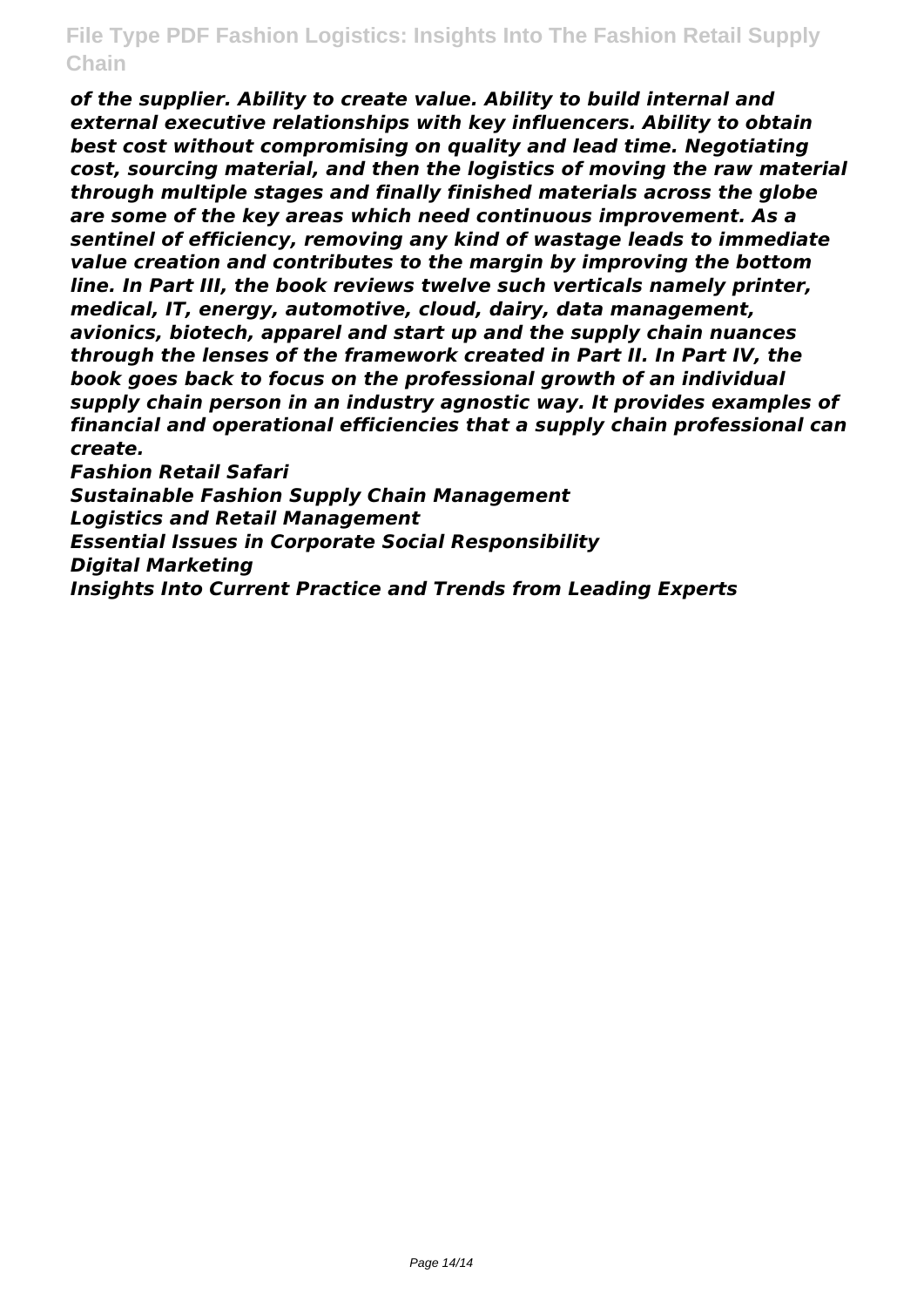*of the supplier. Ability to create value. Ability to build internal and external executive relationships with key influencers. Ability to obtain best cost without compromising on quality and lead time. Negotiating cost, sourcing material, and then the logistics of moving the raw material through multiple stages and finally finished materials across the globe are some of the key areas which need continuous improvement. As a sentinel of efficiency, removing any kind of wastage leads to immediate value creation and contributes to the margin by improving the bottom line. In Part III, the book reviews twelve such verticals namely printer, medical, IT, energy, automotive, cloud, dairy, data management, avionics, biotech, apparel and start up and the supply chain nuances through the lenses of the framework created in Part II. In Part IV, the book goes back to focus on the professional growth of an individual supply chain person in an industry agnostic way. It provides examples of financial and operational efficiencies that a supply chain professional can create.*

***Fashion Retail Safari***
***Sustainable Fashion Supply Chain Management***
***Logistics and Retail Management***
***Essential Issues in Corporate Social Responsibility***
***Digital Marketing***
***Insights Into Current Practice and Trends from Leading Experts***